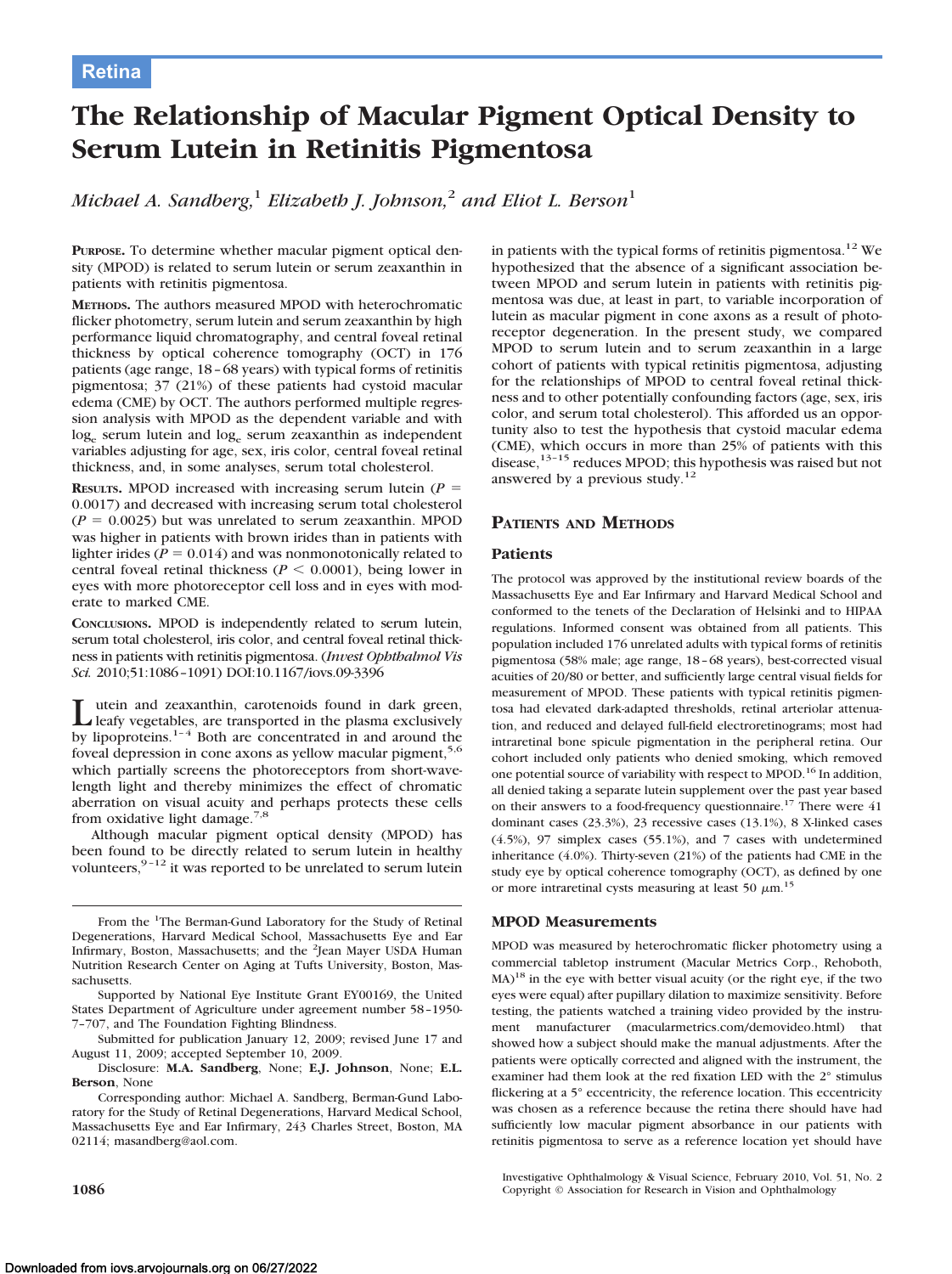Retina

# The Relationship of Macular Pigment Optical Density to Serum Lutein in Retinitis Pigmentosa

*Michael A. Sandberg,*[1] *Elizabeth J. Johnson,*[2] *and Eliot L. Berson*[1]

**PURPOSE.** To determine whether macular pigment optical density (MPOD) is related to serum lutein or serum zeaxanthin in patients with retinitis pigmentosa.

**METHODS.** The authors measured MPOD with heterochromatic flicker photometry, serum lutein and serum zeaxanthin by high performance liquid chromatography, and central foveal retinal thickness by optical coherence tomography (OCT) in 176 patients (age range, 18–68 years) with typical forms of retinitis pigmentosa; 37 (21%) of these patients had cystoid macular edema (CME) by OCT. The authors performed multiple regression analysis with MPOD as the dependent variable and with $\log_e$ serum lutein and $\log_e$ serum zeaxanthin as independent variables adjusting for age, sex, iris color, central foveal retinal thickness, and, in some analyses, serum total cholesterol.

**RESULTS.** MPOD increased with increasing serum lutein ($P = 0.0017$) and decreased with increasing serum total cholesterol ($P = 0.0025$) but was unrelated to serum zeaxanthin. MPOD was higher in patients with brown irides than in patients with lighter irides ($P = 0.014$) and was nonmonotonically related to central foveal retinal thickness ($P < 0.0001$), being lower in eyes with more photoreceptor cell loss and in eyes with moderate to marked CME.

**CONCLUSIONS.** MPOD is independently related to serum lutein, serum total cholesterol, iris color, and central foveal retinal thickness in patients with retinitis pigmentosa. (*Invest Ophthalmol Vis Sci.* 2010;51:1086–1091) DOI:10.1167/iovs.09-3396

Lutein and zeaxanthin, carotenoids found in dark green, leafy vegetables, are transported in the plasma exclusively by lipoproteins.[1–4] Both are concentrated in and around the foveal depression in cone axons as yellow macular pigment,[5,6] which partially screens the photoreceptors from short-wavelength light and thereby minimizes the effect of chromatic aberration on visual acuity and perhaps protects these cells from oxidative light damage.[7,8]

Although macular pigment optical density (MPOD) has been found to be directly related to serum lutein in healthy volunteers,[9–12] it was reported to be unrelated to serum lutein in patients with the typical forms of retinitis pigmentosa.[12] We hypothesized that the absence of a significant association between MPOD and serum lutein in patients with retinitis pigmentosa was due, at least in part, to variable incorporation of lutein as macular pigment in cone axons as a result of photoreceptor degeneration. In the present study, we compared MPOD to serum lutein and to serum zeaxanthin in a large cohort of patients with typical retinitis pigmentosa, adjusting for the relationships of MPOD to central foveal retinal thickness and to other potentially confounding factors (age, sex, iris color, and serum total cholesterol). This afforded us an opportunity also to test the hypothesis that cystoid macular edema (CME), which occurs in more than 25% of patients with this disease,[13–15] reduces MPOD; this hypothesis was raised but not answered by a previous study.[12]

From the [1]The Berman-Gund Laboratory for the Study of Retinal Degenerations, Harvard Medical School, Massachusetts Eye and Ear Infirmary, Boston, Massachusetts; and the [2]Jean Mayer USDA Human Nutrition Research Center on Aging at Tufts University, Boston, Massachusetts.

Supported by National Eye Institute Grant EY00169, the United States Department of Agriculture under agreement number 58–1950-7–707, and The Foundation Fighting Blindness.

Submitted for publication January 12, 2009; revised June 17 and August 11, 2009; accepted September 10, 2009.

Disclosure: **M.A. Sandberg**, None; **E.J. Johnson**, None; **E.L. Berson**, None

Corresponding author: Michael A. Sandberg, Berman-Gund Laboratory for the Study of Retinal Degenerations, Harvard Medical School, Massachusetts Eye and Ear Infirmary, 243 Charles Street, Boston, MA 02114; masandberg@aol.com.

## PATIENTS AND METHODS

### Patients

The protocol was approved by the institutional review boards of the Massachusetts Eye and Ear Infirmary and Harvard Medical School and conformed to the tenets of the Declaration of Helsinki and to HIPAA regulations. Informed consent was obtained from all patients. This population included 176 unrelated adults with typical forms of retinitis pigmentosa (58% male; age range, 18–68 years), best-corrected visual acuities of 20/80 or better, and sufficiently large central visual fields for measurement of MPOD. These patients with typical retinitis pigmentosa had elevated dark-adapted thresholds, retinal arteriolar attenuation, and reduced and delayed full-field electroretinograms; most had intraretinal bone spicule pigmentation in the peripheral retina. Our cohort included only patients who denied smoking, which removed one potential source of variability with respect to MPOD.[16] In addition, all denied taking a separate lutein supplement over the past year based on their answers to a food-frequency questionnaire.[17] There were 41 dominant cases (23.3%), 23 recessive cases (13.1%), 8 X-linked cases (4.5%), 97 simplex cases (55.1%), and 7 cases with undetermined inheritance (4.0%). Thirty-seven (21%) of the patients had CME in the study eye by optical coherence tomography (OCT), as defined by one or more intraretinal cysts measuring at least 50 μm.[15]

### MPOD Measurements

MPOD was measured by heterochromatic flicker photometry using a commercial tabletop instrument (Macular Metrics Corp., Rehoboth, MA)[18] in the eye with better visual acuity (or the right eye, if the two eyes were equal) after pupillary dilation to maximize sensitivity. Before testing, the patients watched a training video provided by the instrument manufacturer (macularmetrics.com/demovideo.html) that showed how a subject should make the manual adjustments. After the patients were optically corrected and aligned with the instrument, the examiner had them look at the red fixation LED with the 2° stimulus flickering at a 5° eccentricity, the reference location. This eccentricity was chosen as a reference because the retina there should have had sufficiently low macular pigment absorbance in our patients with retinitis pigmentosa to serve as a reference location yet should have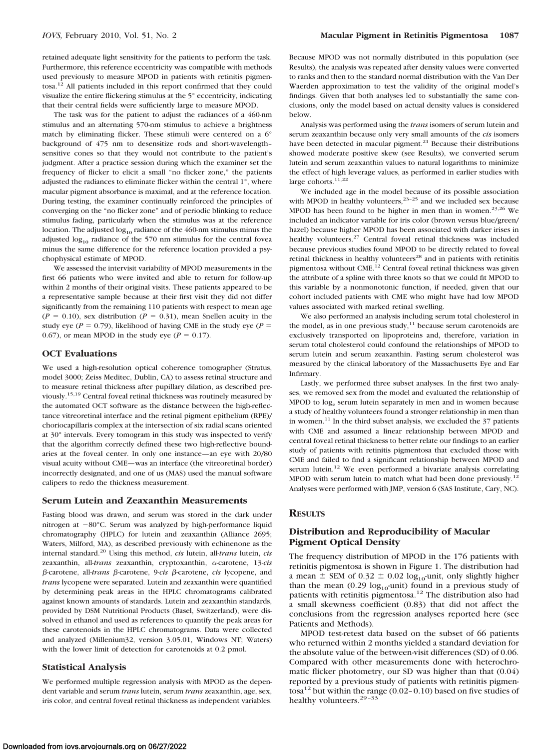retained adequate light sensitivity for the patients to perform the task. Furthermore, this reference eccentricity was compatible with methods used previously to measure MPOD in patients with retinitis pigmentosa.[12] All patients included in this report confirmed that they could visualize the entire flickering stimulus at the 5° eccentricity, indicating that their central fields were sufficiently large to measure MPOD.

The task was for the patient to adjust the radiances of a 460-nm stimulus and an alternating 570-nm stimulus to achieve a brightness match by eliminating flicker. These stimuli were centered on a 6° background of 475 nm to desensitize rods and short-wavelength–sensitive cones so that they would not contribute to the patient's judgment. After a practice session during which the examiner set the frequency of flicker to elicit a small "no flicker zone," the patients adjusted the radiances to eliminate flicker within the central 1°, where macular pigment absorbance is maximal, and at the reference location. During testing, the examiner continually reinforced the principles of converging on the "no flicker zone" and of periodic blinking to reduce stimulus fading, particularly when the stimulus was at the reference location. The adjusted $\log_{10}$ radiance of the 460-nm stimulus minus the adjusted $\log_{10}$ radiance of the 570 nm stimulus for the central fovea minus the same difference for the reference location provided a psychophysical estimate of MPOD.

We assessed the intervisit variability of MPOD measurements in the first 66 patients who were invited and able to return for follow-up within 2 months of their original visits. These patients appeared to be a representative sample because at their first visit they did not differ significantly from the remaining 110 patients with respect to mean age ($P = 0.10$), sex distribution ($P = 0.31$), mean Snellen acuity in the study eye ($P = 0.79$), likelihood of having CME in the study eye ($P = 0.67$), or mean MPOD in the study eye ($P = 0.17$).

### OCT Evaluations

We used a high-resolution optical coherence tomographer (Stratus, model 3000; Zeiss Meditec, Dublin, CA) to assess retinal structure and to measure retinal thickness after pupillary dilation, as described previously.[15,19] Central foveal retinal thickness was routinely measured by the automated OCT software as the distance between the high-reflectance vitreoretinal interface and the retinal pigment epithelium (RPE)/choriocapillaris complex at the intersection of six radial scans oriented at 30° intervals. Every tomogram in this study was inspected to verify that the algorithm correctly defined these two high-reflective boundaries at the foveal center. In only one instance—an eye with 20/80 visual acuity without CME—was an interface (the vitreoretinal border) incorrectly designated, and one of us (MAS) used the manual software calipers to redo the thickness measurement.

### Serum Lutein and Zeaxanthin Measurements

Fasting blood was drawn, and serum was stored in the dark under nitrogen at −80°C. Serum was analyzed by high-performance liquid chromatography (HPLC) for lutein and zeaxanthin (Alliance 2695; Waters, Milford, MA), as described previously with echinenone as the internal standard.[20] Using this method, *cis* lutein, all-*trans* lutein, *cis* zeaxanthin, all-*trans* zeaxanthin, cryptoxanthin, α-carotene, 13-*cis* β-carotene, all-*trans* β-carotene, 9-*cis* β-carotene, *cis* lycopene, and *trans* lycopene were separated. Lutein and zeaxanthin were quantified by determining peak areas in the HPLC chromatograms calibrated against known amounts of standards. Lutein and zeaxanthin standards, provided by DSM Nutritional Products (Basel, Switzerland), were dissolved in ethanol and used as references to quantify the peak areas for these carotenoids in the HPLC chromatograms. Data were collected and analyzed (Millenium32, version 3.05.01, Windows NT; Waters) with the lower limit of detection for carotenoids at 0.2 pmol.

### Statistical Analysis

We performed multiple regression analysis with MPOD as the dependent variable and serum *trans* lutein, serum *trans* zeaxanthin, age, sex, iris color, and central foveal retinal thickness as independent variables. Because MPOD was not normally distributed in this population (see Results), the analysis was repeated after density values were converted to ranks and then to the standard normal distribution with the Van Der Waerden approximation to test the validity of the original model's findings. Given that both analyses led to substantially the same conclusions, only the model based on actual density values is considered below.

Analysis was performed using the *trans* isomers of serum lutein and serum zeaxanthin because only very small amounts of the *cis* isomers have been detected in macular pigment.[21] Because their distributions showed moderate positive skew (see Results), we converted serum lutein and serum zeaxanthin values to natural logarithms to minimize the effect of high leverage values, as performed in earlier studies with large cohorts.[11,22]

We included age in the model because of its possible association with MPOD in healthy volunteers,[23–25] and we included sex because MPOD has been found to be higher in men than in women.[23,26] We included an indicator variable for iris color (brown versus blue/green/hazel) because higher MPOD has been associated with darker irises in healthy volunteers.[27] Central foveal retinal thickness was included because previous studies found MPOD to be directly related to foveal retinal thickness in healthy volunteers[28] and in patients with retinitis pigmentosa without CME.[12] Central foveal retinal thickness was given the attribute of a spline with three knots so that we could fit MPOD to this variable by a nonmonotonic function, if needed, given that our cohort included patients with CME who might have had low MPOD values associated with marked retinal swelling.

We also performed an analysis including serum total cholesterol in the model, as in one previous study,[11] because serum carotenoids are exclusively transported on lipoproteins and, therefore, variation in serum total cholesterol could confound the relationships of MPOD to serum lutein and serum zeaxanthin. Fasting serum cholesterol was measured by the clinical laboratory of the Massachusetts Eye and Ear Infirmary.

Lastly, we performed three subset analyses. In the first two analyses, we removed sex from the model and evaluated the relationship of MPOD to $\log_e$ serum lutein separately in men and in women because a study of healthy volunteers found a stronger relationship in men than in women.[11] In the third subset analysis, we excluded the 37 patients with CME and assumed a linear relationship between MPOD and central foveal retinal thickness to better relate our findings to an earlier study of patients with retinitis pigmentosa that excluded those with CME and failed to find a significant relationship between MPOD and serum lutein.[12] We even performed a bivariate analysis correlating MPOD with serum lutein to match what had been done previously.[12] Analyses were performed with JMP, version 6 (SAS Institute, Cary, NC).

## Results

### Distribution and Reproducibility of Macular Pigment Optical Density

The frequency distribution of MPOD in the 176 patients with retinitis pigmentosa is shown in Figure 1. The distribution had a mean ± SEM of 0.32 ± 0.02 $\log_{10}$-unit, only slightly higher than the mean (0.29 $\log_{10}$-unit) found in a previous study of patients with retinitis pigmentosa.[12] The distribution also had a small skewness coefficient (0.83) that did not affect the conclusions from the regression analyses reported here (see Patients and Methods).

MPOD test-retest data based on the subset of 66 patients who returned within 2 months yielded a standard deviation for the absolute value of the between-visit differences (SD) of 0.06. Compared with other measurements done with heterochromatic flicker photometry, our SD was higher than that (0.04) reported by a previous study of patients with retinitis pigmentosa[12] but within the range (0.02–0.10) based on five studies of healthy volunteers.[29–33]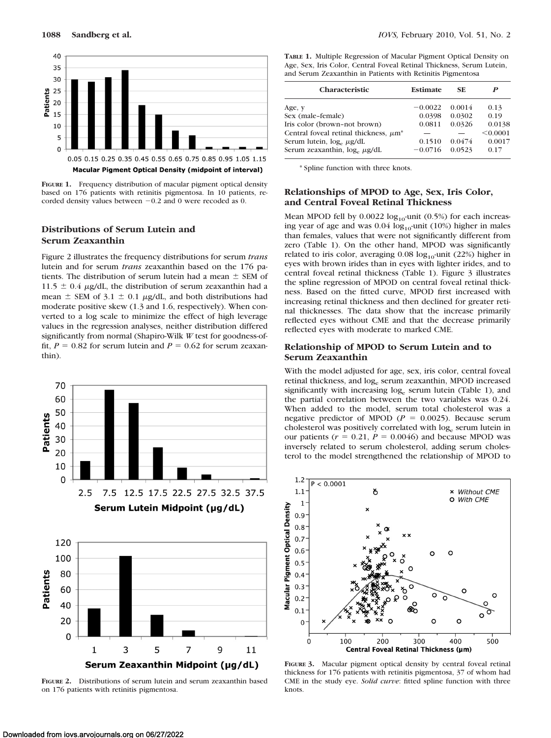**FIGURE 1.** Frequency distribution of macular pigment optical density based on 176 patients with retinitis pigmentosa. In 10 patients, recorded density values between −0.2 and 0 were recoded as 0.

### Distributions of Serum Lutein and Serum Zeaxanthin

Figure 2 illustrates the frequency distributions for serum *trans* lutein and for serum *trans* zeaxanthin based on the 176 patients. The distribution of serum lutein had a mean ± SEM of 11.5 ± 0.4 μg/dL, the distribution of serum zeaxanthin had a mean ± SEM of 3.1 ± 0.1 μg/dL, and both distributions had moderate positive skew (1.3 and 1.6, respectively). When converted to a log scale to minimize the effect of high leverage values in the regression analyses, neither distribution differed significantly from normal (Shapiro-Wilk *W* test for goodness-of-fit, $P = 0.82$ for serum lutein and $P = 0.62$ for serum zeaxanthin).

**FIGURE 2.** Distributions of serum lutein and serum zeaxanthin based on 176 patients with retinitis pigmentosa.

**TABLE 1.** Multiple Regression of Macular Pigment Optical Density on Age, Sex, Iris Color, Central Foveal Retinal Thickness, Serum Lutein, and Serum Zeaxanthin in Patients with Retinitis Pigmentosa

| Characteristic | Estimate | SE | P |
|---|---|---|---|
| Age, y | −0.0022 | 0.0014 | 0.13 |
| Sex (male–female) | 0.0398 | 0.0302 | 0.19 |
| Iris color (brown–not brown) | 0.0811 | 0.0326 | 0.0138 |
| Central foveal retinal thickness, μm* | — | — | <0.0001 |
| Serum lutein, $\log_e$ μg/dL | 0.1510 | 0.0474 | 0.0017 |
| Serum zeaxanthin, $\log_e$ μg/dL | −0.0716 | 0.0523 | 0.17 |

* Spline function with three knots.

### Relationships of MPOD to Age, Sex, Iris Color, and Central Foveal Retinal Thickness

Mean MPOD fell by 0.0022 $\log_{10}$-unit (0.5%) for each increasing year of age and was 0.04 $\log_{10}$-unit (10%) higher in males than females, values that were not significantly different from zero (Table 1). On the other hand, MPOD was significantly related to iris color, averaging 0.08 $\log_{10}$-unit (22%) higher in eyes with brown irides than in eyes with lighter irides, and to central foveal retinal thickness (Table 1). Figure 3 illustrates the spline regression of MPOD on central foveal retinal thickness. Based on the fitted curve, MPOD first increased with increasing retinal thickness and then declined for greater retinal thicknesses. The data show that the increase primarily reflected eyes without CME and that the decrease primarily reflected eyes with moderate to marked CME.

### Relationship of MPOD to Serum Lutein and to Serum Zeaxanthin

With the model adjusted for age, sex, iris color, central foveal retinal thickness, and $\log_e$ serum zeaxanthin, MPOD increased significantly with increasing $\log_e$ serum lutein (Table 1), and the partial correlation between the two variables was 0.24. When added to the model, serum total cholesterol was a negative predictor of MPOD ($P = 0.0025$). Because serum cholesterol was positively correlated with $\log_e$ serum lutein in our patients ($r = 0.21$, $P = 0.0046$) and because MPOD was inversely related to serum cholesterol, adding serum cholesterol to the model strengthened the relationship of MPOD to

**FIGURE 3.** Macular pigment optical density by central foveal retinal thickness for 176 patients with retinitis pigmentosa, 37 of whom had CME in the study eye. *Solid curve*: fitted spline function with three knots.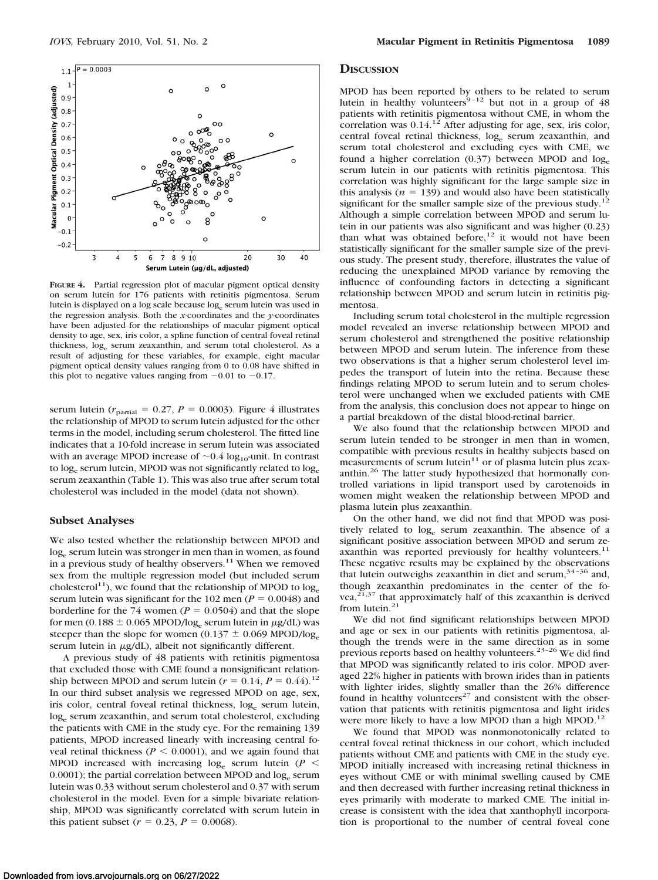**Figure 4.** Partial regression plot of macular pigment optical density on serum lutein for 176 patients with retinitis pigmentosa. Serum lutein is displayed on a log scale because $\log_e$ serum lutein was used in the regression analysis. Both the $x$-coordinates and the $y$-coordinates have been adjusted for the relationships of macular pigment optical density to age, sex, iris color, a spline function of central foveal retinal thickness, $\log_e$ serum zeaxanthin, and serum total cholesterol. As a result of adjusting for these variables, for example, eight macular pigment optical density values ranging from 0 to 0.08 have shifted in this plot to negative values ranging from $-0.01$ to $-0.17$.

serum lutein ($r_{partial} = 0.27$, $P = 0.0003$). Figure 4 illustrates the relationship of MPOD to serum lutein adjusted for the other terms in the model, including serum cholesterol. The fitted line indicates that a 10-fold increase in serum lutein was associated with an average MPOD increase of ~0.4 $\log_{10}$-unit. In contrast to $\log_e$ serum lutein, MPOD was not significantly related to $\log_e$ serum zeaxanthin (Table 1). This was also true after serum total cholesterol was included in the model (data not shown).

### Subset Analyses

We also tested whether the relationship between MPOD and $\log_e$ serum lutein was stronger in men than in women, as found in a previous study of healthy observers.[11] When we removed sex from the multiple regression model (but included serum cholesterol[11]), we found that the relationship of MPOD to $\log_e$ serum lutein was significant for the 102 men ($P = 0.0048$) and borderline for the 74 women ($P = 0.0504$) and that the slope for men (0.188 ± 0.065 MPOD/$\log_e$ serum lutein in μg/dL) was steeper than the slope for women (0.137 ± 0.069 MPOD/$\log_e$ serum lutein in μg/dL), albeit not significantly different.

A previous study of 48 patients with retinitis pigmentosa that excluded those with CME found a nonsignificant relationship between MPOD and serum lutein ($r = 0.14$, $P = 0.44$).[12] In our third subset analysis we regressed MPOD on age, sex, iris color, central foveal retinal thickness, $\log_e$ serum lutein, $\log_e$ serum zeaxanthin, and serum total cholesterol, excluding the patients with CME in the study eye. For the remaining 139 patients, MPOD increased linearly with increasing central foveal retinal thickness ($P < 0.0001$), and we again found that MPOD increased with increasing $\log_e$ serum lutein ($P < 0.0001$); the partial correlation between MPOD and $\log_e$ serum lutein was 0.33 without serum cholesterol and 0.37 with serum cholesterol in the model. Even for a simple bivariate relationship, MPOD was significantly correlated with serum lutein in this patient subset ($r = 0.23$, $P = 0.0068$).

## Discussion

MPOD has been reported by others to be related to serum lutein in healthy volunteers[9–12] but not in a group of 48 patients with retinitis pigmentosa without CME, in whom the correlation was 0.14.[12] After adjusting for age, sex, iris color, central foveal retinal thickness, $\log_e$ serum zeaxanthin, and serum total cholesterol and excluding eyes with CME, we found a higher correlation (0.37) between MPOD and $\log_e$ serum lutein in our patients with retinitis pigmentosa. This correlation was highly significant for the large sample size in this analysis ($n = 139$) and would also have been statistically significant for the smaller sample size of the previous study.[12] Although a simple correlation between MPOD and serum lutein in our patients was also significant and was higher (0.23) than what was obtained before,[12] it would not have been statistically significant for the smaller sample size of the previous study. The present study, therefore, illustrates the value of reducing the unexplained MPOD variance by removing the influence of confounding factors in detecting a significant relationship between MPOD and serum lutein in retinitis pigmentosa.

Including serum total cholesterol in the multiple regression model revealed an inverse relationship between MPOD and serum cholesterol and strengthened the positive relationship between MPOD and serum lutein. The inference from these two observations is that a higher serum cholesterol level impedes the transport of lutein into the retina. Because these findings relating MPOD to serum lutein and to serum cholesterol were unchanged when we excluded patients with CME from the analysis, this conclusion does not appear to hinge on a partial breakdown of the distal blood-retinal barrier.

We also found that the relationship between MPOD and serum lutein tended to be stronger in men than in women, compatible with previous results in healthy subjects based on measurements of serum lutein[11] or of plasma lutein plus zeaxanthin.[26] The latter study hypothesized that hormonally controlled variations in lipid transport used by carotenoids in women might weaken the relationship between MPOD and plasma lutein plus zeaxanthin.

On the other hand, we did not find that MPOD was positively related to $\log_e$ serum zeaxanthin. The absence of a significant positive association between MPOD and serum zeaxanthin was reported previously for healthy volunteers.[11] These negative results may be explained by the observations that lutein outweighs zeaxanthin in diet and serum,[34–36] and, though zeaxanthin predominates in the center of the fovea,[21,37] that approximately half of this zeaxanthin is derived from lutein.[21]

We did not find significant relationships between MPOD and age or sex in our patients with retinitis pigmentosa, although the trends were in the same direction as in some previous reports based on healthy volunteers.[23–26] We did find that MPOD was significantly related to iris color. MPOD averaged 22% higher in patients with brown irides than in patients with lighter irides, slightly smaller than the 26% difference found in healthy volunteers[27] and consistent with the observation that patients with retinitis pigmentosa and light irides were more likely to have a low MPOD than a high MPOD.[12]

We found that MPOD was nonmonotonically related to central foveal retinal thickness in our cohort, which included patients without CME and patients with CME in the study eye. MPOD initially increased with increasing retinal thickness in eyes without CME or with minimal swelling caused by CME and then decreased with further increasing retinal thickness in eyes primarily with moderate to marked CME. The initial increase is consistent with the idea that xanthophyll incorporation is proportional to the number of central foveal cone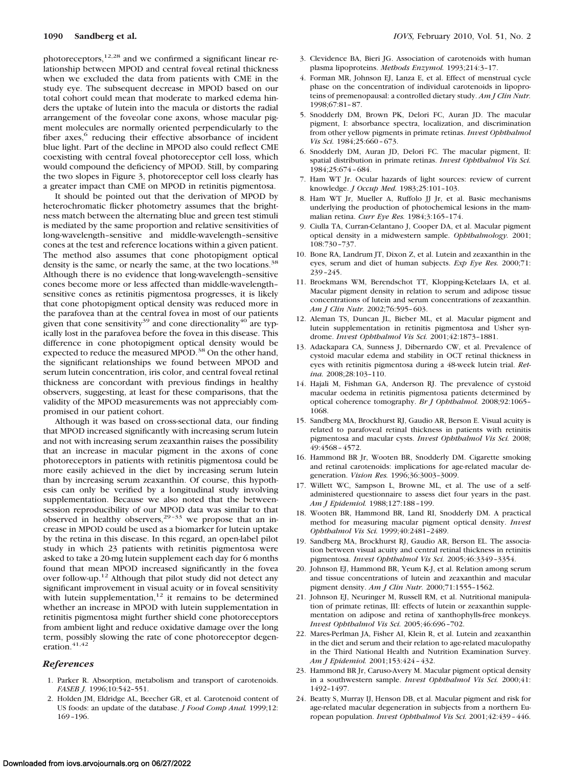photoreceptors,[12,28] and we confirmed a significant linear relationship between MPOD and central foveal retinal thickness when we excluded the data from patients with CME in the study eye. The subsequent decrease in MPOD based on our total cohort could mean that moderate to marked edema hinders the uptake of lutein into the macula or distorts the radial arrangement of the foveolar cone axons, whose macular pigment molecules are normally oriented perpendicularly to the fiber axes,[6] reducing their effective absorbance of incident blue light. Part of the decline in MPOD also could reflect CME coexisting with central foveal photoreceptor cell loss, which would compound the deficiency of MPOD. Still, by comparing the two slopes in Figure 3, photoreceptor cell loss clearly has a greater impact than CME on MPOD in retinitis pigmentosa.

It should be pointed out that the derivation of MPOD by heterochromatic flicker photometry assumes that the brightness match between the alternating blue and green test stimuli is mediated by the same proportion and relative sensitivities of long-wavelength–sensitive and middle-wavelength–sensitive cones at the test and reference locations within a given patient. The method also assumes that cone photopigment optical density is the same, or nearly the same, at the two locations.[38] Although there is no evidence that long-wavelength–sensitive cones become more or less affected than middle-wavelength–sensitive cones as retinitis pigmentosa progresses, it is likely that cone photopigment optical density was reduced more in the parafovea than at the central fovea in most of our patients given that cone sensitivity[39] and cone directionality[40] are typically lost in the parafovea before the fovea in this disease. This difference in cone photopigment optical density would be expected to reduce the measured MPOD.[38] On the other hand, the significant relationships we found between MPOD and serum lutein concentration, iris color, and central foveal retinal thickness are concordant with previous findings in healthy observers, suggesting, at least for these comparisons, that the validity of the MPOD measurements was not appreciably compromised in our patient cohort.

Although it was based on cross-sectional data, our finding that MPOD increased significantly with increasing serum lutein and not with increasing serum zeaxanthin raises the possibility that an increase in macular pigment in the axons of cone photoreceptors in patients with retinitis pigmentosa could be more easily achieved in the diet by increasing serum lutein than by increasing serum zeaxanthin. Of course, this hypothesis can only be verified by a longitudinal study involving supplementation. Because we also noted that the between-session reproducibility of our MPOD data was similar to that observed in healthy observers,[29–33] we propose that an increase in MPOD could be used as a biomarker for lutein uptake by the retina in this disease. In this regard, an open-label pilot study in which 23 patients with retinitis pigmentosa were asked to take a 20-mg lutein supplement each day for 6 months found that mean MPOD increased significantly in the fovea over follow-up.[12] Although that pilot study did not detect any significant improvement in visual acuity or in foveal sensitivity with lutein supplementation,[12] it remains to be determined whether an increase in MPOD with lutein supplementation in retinitis pigmentosa might further shield cone photoreceptors from ambient light and reduce oxidative damage over the long term, possibly slowing the rate of cone photoreceptor degeneration.[41,42]

## References

1. Parker R. Absorption, metabolism and transport of carotenoids. *FASEB J.* 1996;10:542–551.
2. Holden JM, Eldridge AL, Beecher GR, et al. Carotenoid content of US foods: an update of the database. *J Food Comp Anal.* 1999;12:169–196.
3. Clevidence BA, Bieri JG. Association of carotenoids with human plasma lipoproteins. *Methods Enzymol.* 1993;214:3–17.
4. Forman MR, Johnson EJ, Lanza E, et al. Effect of menstrual cycle phase on the concentration of individual carotenoids in lipoproteins of premenopausal: a controlled dietary study. *Am J Clin Nutr.* 1998;67:81–87.
5. Snodderly DM, Brown PK, Delori FC, Auran JD. The macular pigment, I: absorbance spectra, localization, and discrimination from other yellow pigments in primate retinas. *Invest Ophthalmol Vis Sci.* 1984;25:660–673.
6. Snodderly DM, Auran JD, Delori FC. The macular pigment, II: spatial distribution in primate retinas. *Invest Ophthalmol Vis Sci.* 1984;25:674–684.
7. Ham WT Jr. Ocular hazards of light sources: review of current knowledge. *J Occup Med.* 1983;25:101–103.
8. Ham WT Jr, Mueller A, Ruffolo JJ Jr, et al. Basic mechanisms underlying the production of photochemical lesions in the mammalian retina. *Curr Eye Res.* 1984;3:165–174.
9. Ciulla TA, Curran-Celantano J, Cooper DA, et al. Macular pigment optical density in a midwestern sample. *Ophthalmology.* 2001;108:730–737.
10. Bone RA, Landrum JT, Dixon Z, et al. Lutein and zeaxanthin in the eyes, serum and diet of human subjects. *Exp Eye Res.* 2000;71:239–245.
11. Broekmans WM, Berendschot TT, Klopping-Ketelaars IA, et al. Macular pigment density in relation to serum and adipose tissue concentrations of lutein and serum concentrations of zeaxanthin. *Am J Clin Nutr.* 2002;76:595–603.
12. Aleman TS, Duncan JL, Bieber ML, et al. Macular pigment and lutein supplementation in retinitis pigmentosa and Usher syndrome. *Invest Ophthalmol Vis Sci.* 2001;42:1873–1881.
13. Adackapara CA, Sunness J, Dibernardo CW, et al. Prevalence of cystoid macular edema and stability in OCT retinal thickness in eyes with retinitis pigmentosa during a 48-week lutein trial. *Retina.* 2008;28:103–110.
14. Hajali M, Fishman GA, Anderson RJ. The prevalence of cystoid macular oedema in retinitis pigmentosa patients determined by optical coherence tomography. *Br J Ophthalmol.* 2008;92:1065–1068.
15. Sandberg MA, Brockhurst RJ, Gaudio AR, Berson E. Visual acuity is related to parafoveal retinal thickness in patients with retinitis pigmentosa and macular cysts. *Invest Ophthalmol Vis Sci.* 2008;49:4568–4572.
16. Hammond BR Jr, Wooten BR, Snodderly DM. Cigarette smoking and retinal carotenoids: implications for age-related macular degeneration. *Vision Res.* 1996;36:3003–3009.
17. Willett WC, Sampson L, Browne ML, et al. The use of a self-administered questionnaire to assess diet four years in the past. *Am J Epidemiol.* 1988;127:188–199.
18. Wooten BR, Hammond BR, Land RI, Snodderly DM. A practical method for measuring macular pigment optical density. *Invest Ophthalmol Vis Sci.* 1999;40:2481–2489.
19. Sandberg MA, Brockhurst RJ, Gaudio AR, Berson EL. The association between visual acuity and central retinal thickness in retinitis pigmentosa. *Invest Ophthalmol Vis Sci.* 2005;46:3349–3354.
20. Johnson EJ, Hammond BR, Yeum K-J, et al. Relation among serum and tissue concentrations of lutein and zeaxanthin and macular pigment density. *Am J Clin Nutr.* 2000;71:1555–1562.
21. Johnson EJ, Neuringer M, Russell RM, et al. Nutritional manipulation of primate retinas, III: effects of lutein or zeaxanthin supplementation on adipose and retina of xanthophylls-free monkeys. *Invest Ophthalmol Vis Sci.* 2005;46:696–702.
22. Mares-Perlman JA, Fisher AI, Klein R, et al. Lutein and zeaxanthin in the diet and serum and their relation to age-related maculopathy in the Third National Health and Nutrition Examination Survey. *Am J Epidemiol.* 2001;153:424–432.
23. Hammond BR Jr, Caruso-Avery M. Macular pigment optical density in a southwestern sample. *Invest Ophthalmol Vis Sci.* 2000;41:1492–1497.
24. Beatty S, Murray IJ, Henson DB, et al. Macular pigment and risk for age-related macular degeneration in subjects from a northern European population. *Invest Ophthalmol Vis Sci.* 2001;42:439–446.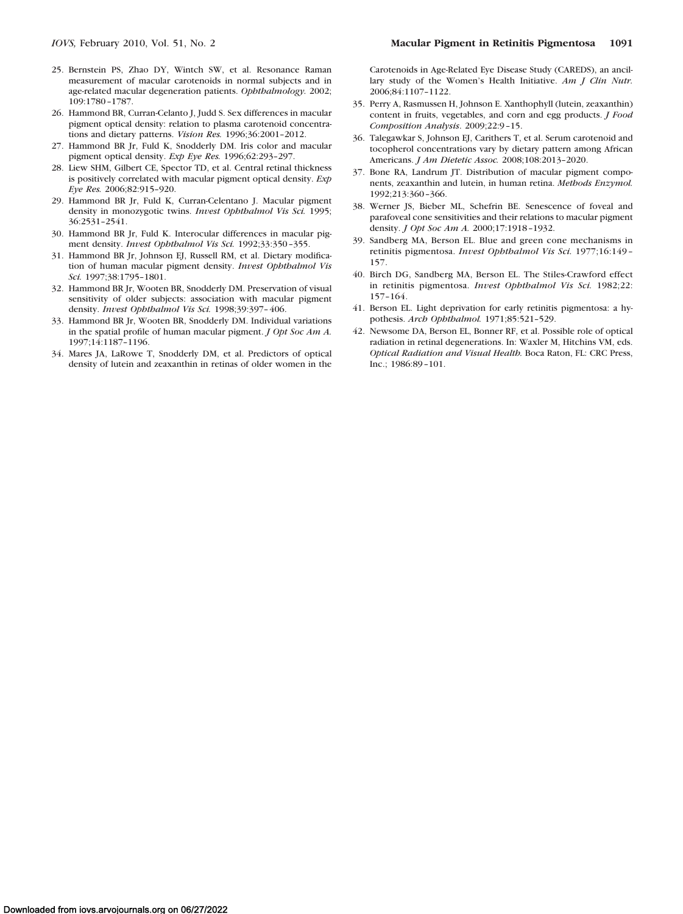25. Bernstein PS, Zhao DY, Wintch SW, et al. Resonance Raman measurement of macular carotenoids in normal subjects and in age-related macular degeneration patients. *Ophthalmology.* 2002; 109:1780–1787.
26. Hammond BR, Curran-Celanto J, Judd S. Sex differences in macular pigment optical density: relation to plasma carotenoid concentrations and dietary patterns. *Vision Res.* 1996;36:2001–2012.
27. Hammond BR Jr, Fuld K, Snodderly DM. Iris color and macular pigment optical density. *Exp Eye Res.* 1996;62:293–297.
28. Liew SHM, Gilbert CE, Spector TD, et al. Central retinal thickness is positively correlated with macular pigment optical density. *Exp Eye Res.* 2006;82:915–920.
29. Hammond BR Jr, Fuld K, Curran-Celentano J. Macular pigment density in monozygotic twins. *Invest Ophthalmol Vis Sci.* 1995; 36:2531–2541.
30. Hammond BR Jr, Fuld K. Interocular differences in macular pigment density. *Invest Ophthalmol Vis Sci.* 1992;33:350–355.
31. Hammond BR Jr, Johnson EJ, Russell RM, et al. Dietary modification of human macular pigment density. *Invest Ophthalmol Vis Sci.* 1997;38:1795–1801.
32. Hammond BR Jr, Wooten BR, Snodderly DM. Preservation of visual sensitivity of older subjects: association with macular pigment density. *Invest Ophthalmol Vis Sci.* 1998;39:397–406.
33. Hammond BR Jr, Wooten BR, Snodderly DM. Individual variations in the spatial profile of human macular pigment. *J Opt Soc Am A.* 1997;14:1187–1196.
34. Mares JA, LaRowe T, Snodderly DM, et al. Predictors of optical density of lutein and zeaxanthin in retinas of older women in the Carotenoids in Age-Related Eye Disease Study (CAREDS), an ancillary study of the Women's Health Initiative. *Am J Clin Nutr.* 2006;84:1107–1122.
35. Perry A, Rasmussen H, Johnson E. Xanthophyll (lutein, zeaxanthin) content in fruits, vegetables, and corn and egg products. *J Food Composition Analysis.* 2009;22:9–15.
36. Talegawkar S, Johnson EJ, Carithers T, et al. Serum carotenoid and tocopherol concentrations vary by dietary pattern among African Americans. *J Am Dietetic Assoc.* 2008;108:2013–2020.
37. Bone RA, Landrum JT. Distribution of macular pigment components, zeaxanthin and lutein, in human retina. *Methods Enzymol.* 1992;213:360–366.
38. Werner JS, Bieber ML, Schefrin BE. Senescence of foveal and parafoveal cone sensitivities and their relations to macular pigment density. *J Opt Soc Am A.* 2000;17:1918–1932.
39. Sandberg MA, Berson EL. Blue and green cone mechanisms in retinitis pigmentosa. *Invest Ophthalmol Vis Sci.* 1977;16:149–157.
40. Birch DG, Sandberg MA, Berson EL. The Stiles-Crawford effect in retinitis pigmentosa. *Invest Ophthalmol Vis Sci.* 1982;22: 157–164.
41. Berson EL. Light deprivation for early retinitis pigmentosa: a hypothesis. *Arch Ophthalmol.* 1971;85:521–529.
42. Newsome DA, Berson EL, Bonner RF, et al. Possible role of optical radiation in retinal degenerations. In: Waxler M, Hitchins VM, eds. *Optical Radiation and Visual Health.* Boca Raton, FL: CRC Press, Inc.; 1986:89–101.